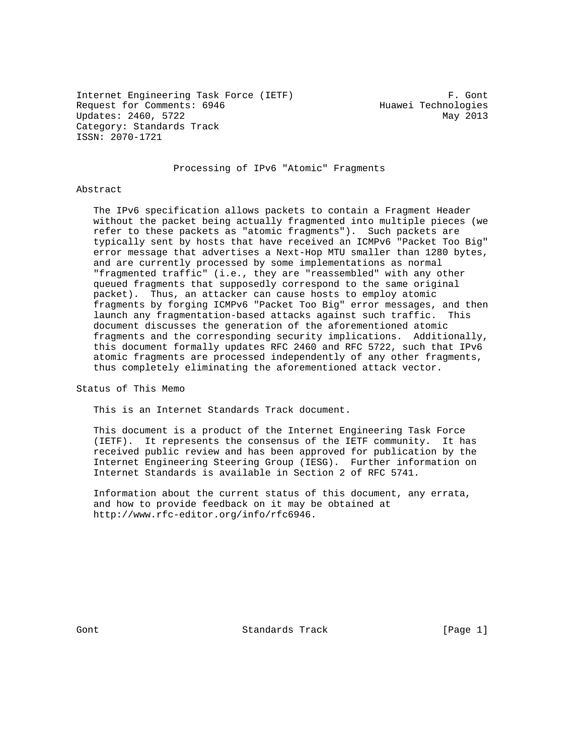Internet Engineering Task Force (IETF)                           F. Gont
Request for Comments: 6946                          Huawei Technologies
Updates: 2460, 5722                                            May 2013
Category: Standards Track
ISSN: 2070-1721

# Processing of IPv6 "Atomic" Fragments

## Abstract

The IPv6 specification allows packets to contain a Fragment Header without the packet being actually fragmented into multiple pieces (we refer to these packets as "atomic fragments"). Such packets are typically sent by hosts that have received an ICMPv6 "Packet Too Big" error message that advertises a Next-Hop MTU smaller than 1280 bytes, and are currently processed by some implementations as normal "fragmented traffic" (i.e., they are "reassembled" with any other queued fragments that supposedly correspond to the same original packet). Thus, an attacker can cause hosts to employ atomic fragments by forging ICMPv6 "Packet Too Big" error messages, and then launch any fragmentation-based attacks against such traffic. This document discusses the generation of the aforementioned atomic fragments and the corresponding security implications. Additionally, this document formally updates RFC 2460 and RFC 5722, such that IPv6 atomic fragments are processed independently of any other fragments, thus completely eliminating the aforementioned attack vector.

## Status of This Memo

This is an Internet Standards Track document.

This document is a product of the Internet Engineering Task Force (IETF). It represents the consensus of the IETF community. It has received public review and has been approved for publication by the Internet Engineering Steering Group (IESG). Further information on Internet Standards is available in Section 2 of RFC 5741.

Information about the current status of this document, any errata, and how to provide feedback on it may be obtained at http://www.rfc-editor.org/info/rfc6946.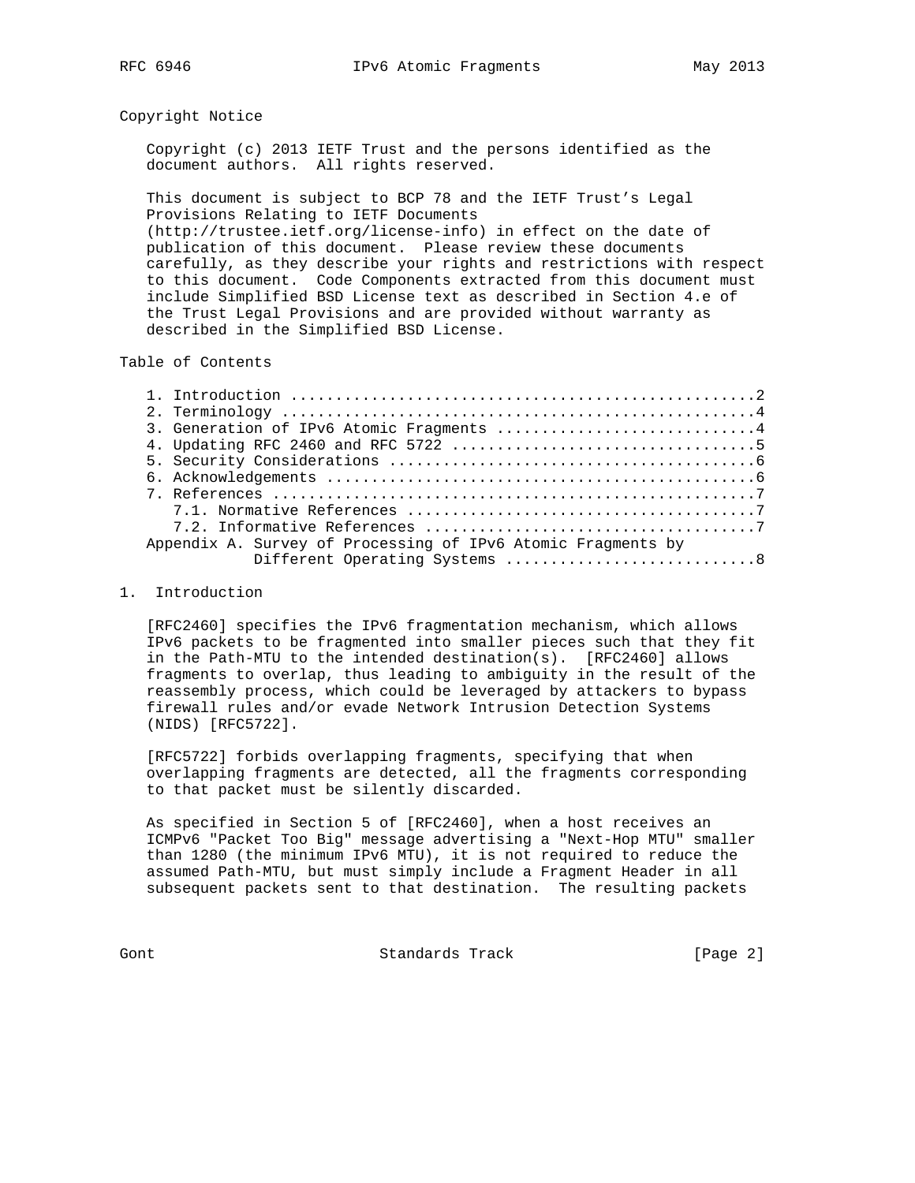## Copyright Notice

Copyright (c) 2013 IETF Trust and the persons identified as the document authors. All rights reserved.

This document is subject to BCP 78 and the IETF Trust's Legal Provisions Relating to IETF Documents (http://trustee.ietf.org/license-info) in effect on the date of publication of this document. Please review these documents carefully, as they describe your rights and restrictions with respect to this document. Code Components extracted from this document must include Simplified BSD License text as described in Section 4.e of the Trust Legal Provisions and are provided without warranty as described in the Simplified BSD License.

## Table of Contents

```
   1. Introduction ....................................................2
   2. Terminology .....................................................4
   3. Generation of IPv6 Atomic Fragments .............................4
   4. Updating RFC 2460 and RFC 5722 ..................................5
   5. Security Considerations .........................................6
   6. Acknowledgements ................................................6
   7. References ......................................................7
      7.1. Normative References .......................................7
      7.2. Informative References .....................................7
   Appendix A. Survey of Processing of IPv6 Atomic Fragments by
               Different Operating Systems ............................8
```

## 1. Introduction

[RFC2460] specifies the IPv6 fragmentation mechanism, which allows IPv6 packets to be fragmented into smaller pieces such that they fit in the Path-MTU to the intended destination(s). [RFC2460] allows fragments to overlap, thus leading to ambiguity in the result of the reassembly process, which could be leveraged by attackers to bypass firewall rules and/or evade Network Intrusion Detection Systems (NIDS) [RFC5722].

[RFC5722] forbids overlapping fragments, specifying that when overlapping fragments are detected, all the fragments corresponding to that packet must be silently discarded.

As specified in Section 5 of [RFC2460], when a host receives an ICMPv6 "Packet Too Big" message advertising a "Next-Hop MTU" smaller than 1280 (the minimum IPv6 MTU), it is not required to reduce the assumed Path-MTU, but must simply include a Fragment Header in all subsequent packets sent to that destination. The resulting packets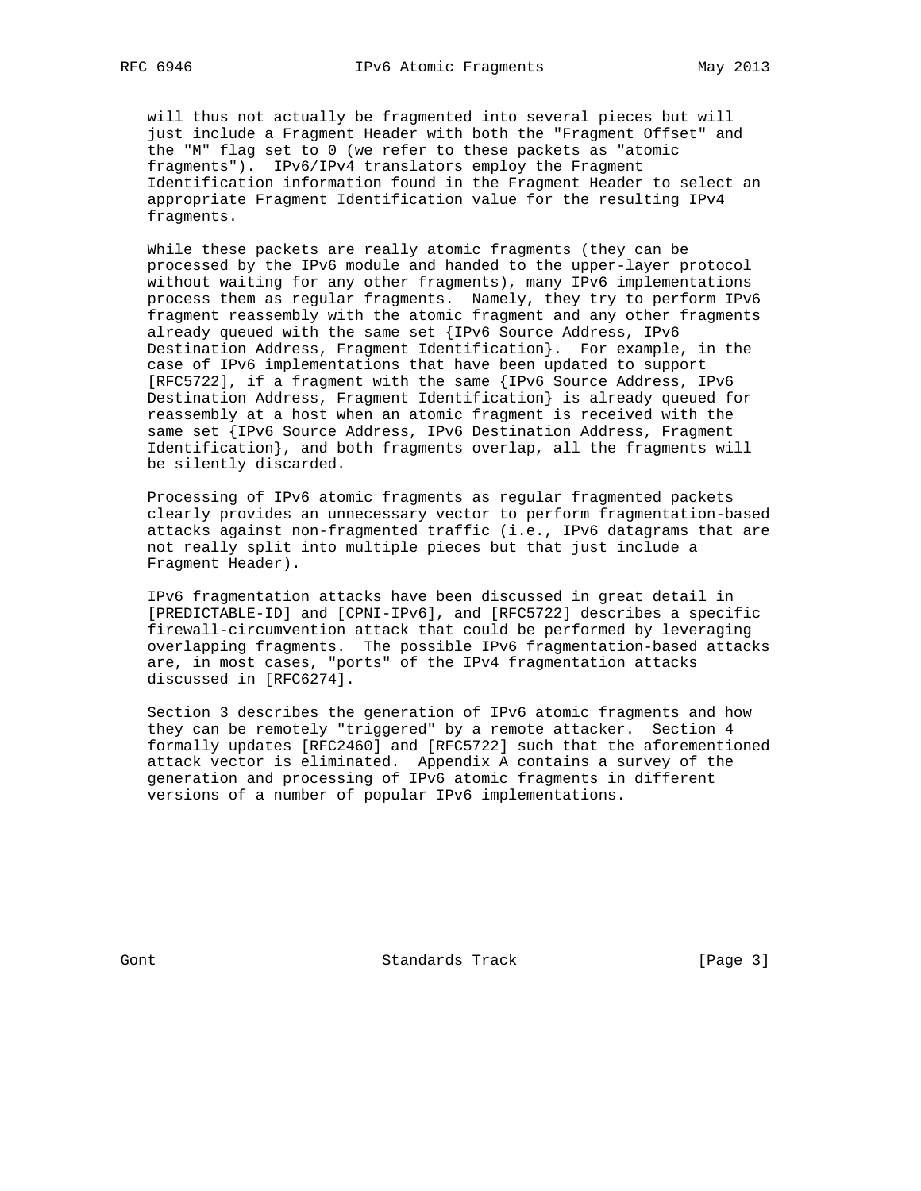will thus not actually be fragmented into several pieces but will just include a Fragment Header with both the "Fragment Offset" and the "M" flag set to 0 (we refer to these packets as "atomic fragments"). IPv6/IPv4 translators employ the Fragment Identification information found in the Fragment Header to select an appropriate Fragment Identification value for the resulting IPv4 fragments.

While these packets are really atomic fragments (they can be processed by the IPv6 module and handed to the upper-layer protocol without waiting for any other fragments), many IPv6 implementations process them as regular fragments. Namely, they try to perform IPv6 fragment reassembly with the atomic fragment and any other fragments already queued with the same set {IPv6 Source Address, IPv6 Destination Address, Fragment Identification}. For example, in the case of IPv6 implementations that have been updated to support [RFC5722], if a fragment with the same {IPv6 Source Address, IPv6 Destination Address, Fragment Identification} is already queued for reassembly at a host when an atomic fragment is received with the same set {IPv6 Source Address, IPv6 Destination Address, Fragment Identification}, and both fragments overlap, all the fragments will be silently discarded.

Processing of IPv6 atomic fragments as regular fragmented packets clearly provides an unnecessary vector to perform fragmentation-based attacks against non-fragmented traffic (i.e., IPv6 datagrams that are not really split into multiple pieces but that just include a Fragment Header).

IPv6 fragmentation attacks have been discussed in great detail in [PREDICTABLE-ID] and [CPNI-IPv6], and [RFC5722] describes a specific firewall-circumvention attack that could be performed by leveraging overlapping fragments. The possible IPv6 fragmentation-based attacks are, in most cases, "ports" of the IPv4 fragmentation attacks discussed in [RFC6274].

Section 3 describes the generation of IPv6 atomic fragments and how they can be remotely "triggered" by a remote attacker. Section 4 formally updates [RFC2460] and [RFC5722] such that the aforementioned attack vector is eliminated. Appendix A contains a survey of the generation and processing of IPv6 atomic fragments in different versions of a number of popular IPv6 implementations.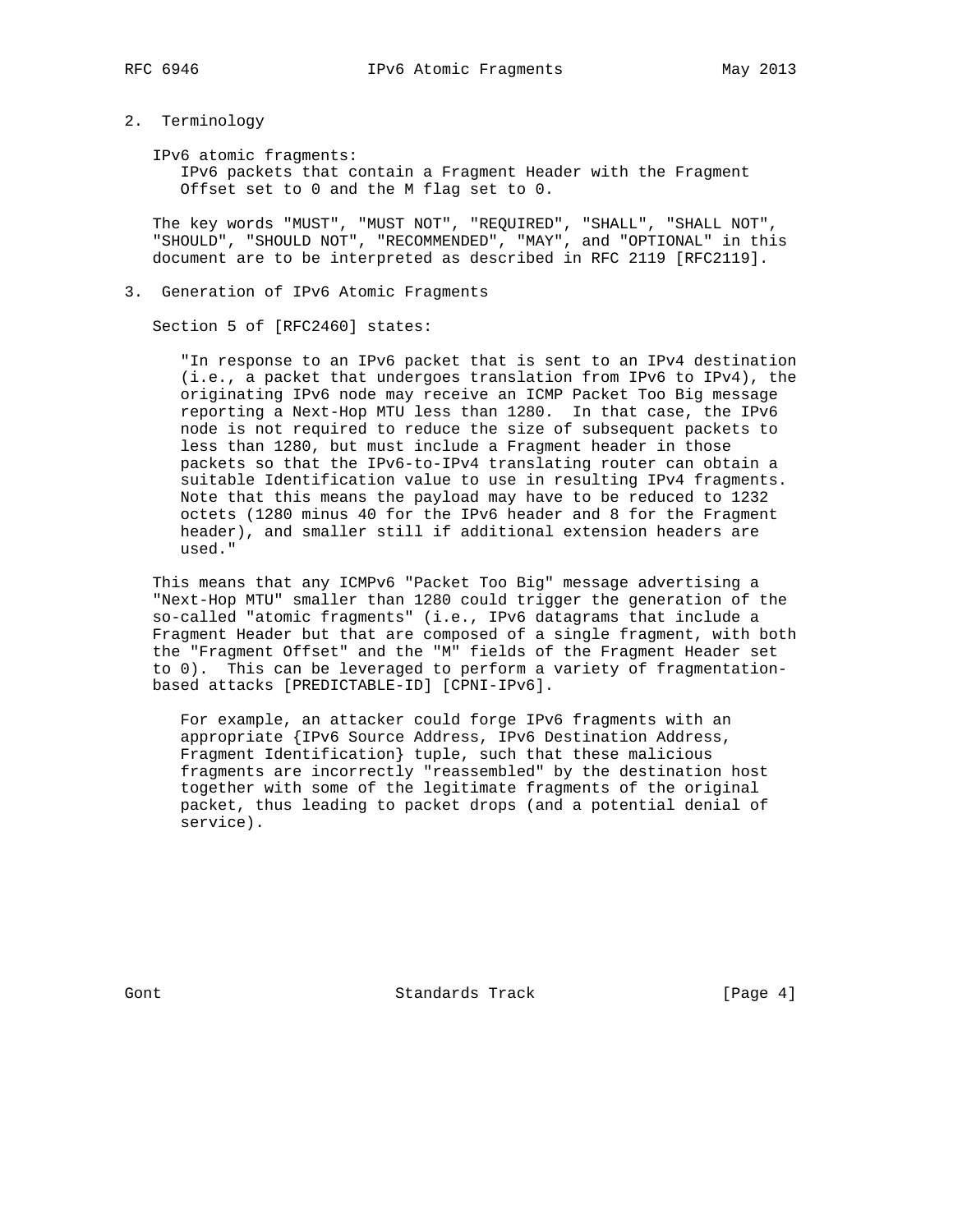## 2. Terminology

IPv6 atomic fragments:
IPv6 packets that contain a Fragment Header with the Fragment Offset set to 0 and the M flag set to 0.

The key words "MUST", "MUST NOT", "REQUIRED", "SHALL", "SHALL NOT", "SHOULD", "SHOULD NOT", "RECOMMENDED", "MAY", and "OPTIONAL" in this document are to be interpreted as described in RFC 2119 [RFC2119].

## 3. Generation of IPv6 Atomic Fragments

Section 5 of [RFC2460] states:

> "In response to an IPv6 packet that is sent to an IPv4 destination (i.e., a packet that undergoes translation from IPv6 to IPv4), the originating IPv6 node may receive an ICMP Packet Too Big message reporting a Next-Hop MTU less than 1280. In that case, the IPv6 node is not required to reduce the size of subsequent packets to less than 1280, but must include a Fragment header in those packets so that the IPv6-to-IPv4 translating router can obtain a suitable Identification value to use in resulting IPv4 fragments. Note that this means the payload may have to be reduced to 1232 octets (1280 minus 40 for the IPv6 header and 8 for the Fragment header), and smaller still if additional extension headers are used."

This means that any ICMPv6 "Packet Too Big" message advertising a "Next-Hop MTU" smaller than 1280 could trigger the generation of the so-called "atomic fragments" (i.e., IPv6 datagrams that include a Fragment Header but that are composed of a single fragment, with both the "Fragment Offset" and the "M" fields of the Fragment Header set to 0). This can be leveraged to perform a variety of fragmentation-based attacks [PREDICTABLE-ID] [CPNI-IPv6].

> For example, an attacker could forge IPv6 fragments with an appropriate {IPv6 Source Address, IPv6 Destination Address, Fragment Identification} tuple, such that these malicious fragments are incorrectly "reassembled" by the destination host together with some of the legitimate fragments of the original packet, thus leading to packet drops (and a potential denial of service).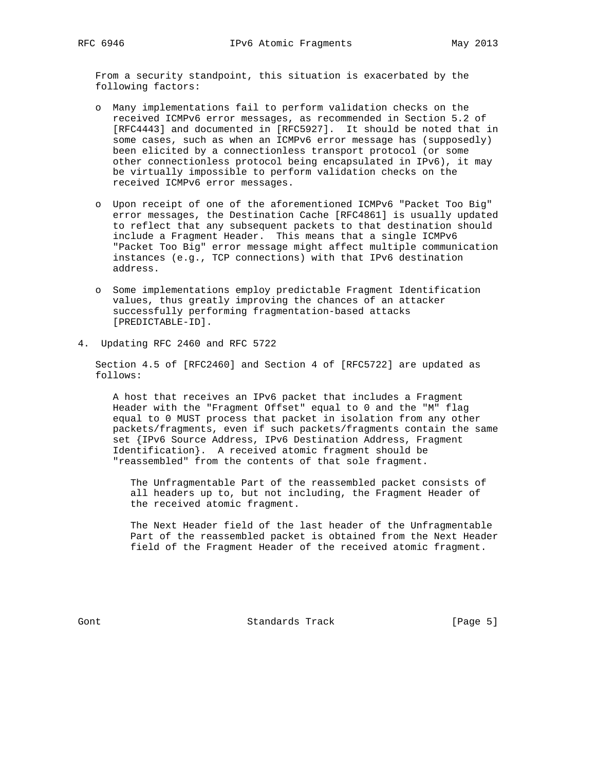From a security standpoint, this situation is exacerbated by the following factors:

- Many implementations fail to perform validation checks on the received ICMPv6 error messages, as recommended in Section 5.2 of [RFC4443] and documented in [RFC5927]. It should be noted that in some cases, such as when an ICMPv6 error message has (supposedly) been elicited by a connectionless transport protocol (or some other connectionless protocol being encapsulated in IPv6), it may be virtually impossible to perform validation checks on the received ICMPv6 error messages.

- Upon receipt of one of the aforementioned ICMPv6 "Packet Too Big" error messages, the Destination Cache [RFC4861] is usually updated to reflect that any subsequent packets to that destination should include a Fragment Header. This means that a single ICMPv6 "Packet Too Big" error message might affect multiple communication instances (e.g., TCP connections) with that IPv6 destination address.

- Some implementations employ predictable Fragment Identification values, thus greatly improving the chances of an attacker successfully performing fragmentation-based attacks [PREDICTABLE-ID].

## 4. Updating RFC 2460 and RFC 5722

Section 4.5 of [RFC2460] and Section 4 of [RFC5722] are updated as follows:

> A host that receives an IPv6 packet that includes a Fragment Header with the "Fragment Offset" equal to 0 and the "M" flag equal to 0 MUST process that packet in isolation from any other packets/fragments, even if such packets/fragments contain the same set {IPv6 Source Address, IPv6 Destination Address, Fragment Identification}. A received atomic fragment should be "reassembled" from the contents of that sole fragment.
>
> > The Unfragmentable Part of the reassembled packet consists of all headers up to, but not including, the Fragment Header of the received atomic fragment.
> >
> > The Next Header field of the last header of the Unfragmentable Part of the reassembled packet is obtained from the Next Header field of the Fragment Header of the received atomic fragment.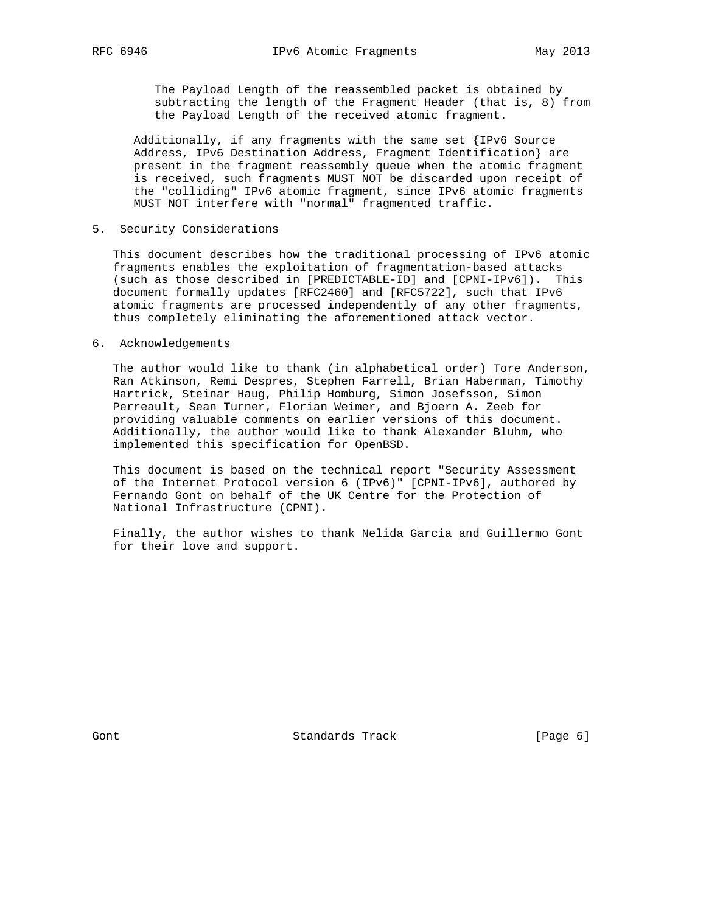The Payload Length of the reassembled packet is obtained by subtracting the length of the Fragment Header (that is, 8) from the Payload Length of the received atomic fragment.

Additionally, if any fragments with the same set {IPv6 Source Address, IPv6 Destination Address, Fragment Identification} are present in the fragment reassembly queue when the atomic fragment is received, such fragments MUST NOT be discarded upon receipt of the "colliding" IPv6 atomic fragment, since IPv6 atomic fragments MUST NOT interfere with "normal" fragmented traffic.

## 5. Security Considerations

This document describes how the traditional processing of IPv6 atomic fragments enables the exploitation of fragmentation-based attacks (such as those described in [PREDICTABLE-ID] and [CPNI-IPv6]). This document formally updates [RFC2460] and [RFC5722], such that IPv6 atomic fragments are processed independently of any other fragments, thus completely eliminating the aforementioned attack vector.

## 6. Acknowledgements

The author would like to thank (in alphabetical order) Tore Anderson, Ran Atkinson, Remi Despres, Stephen Farrell, Brian Haberman, Timothy Hartrick, Steinar Haug, Philip Homburg, Simon Josefsson, Simon Perreault, Sean Turner, Florian Weimer, and Bjoern A. Zeeb for providing valuable comments on earlier versions of this document. Additionally, the author would like to thank Alexander Bluhm, who implemented this specification for OpenBSD.

This document is based on the technical report "Security Assessment of the Internet Protocol version 6 (IPv6)" [CPNI-IPv6], authored by Fernando Gont on behalf of the UK Centre for the Protection of National Infrastructure (CPNI).

Finally, the author wishes to thank Nelida Garcia and Guillermo Gont for their love and support.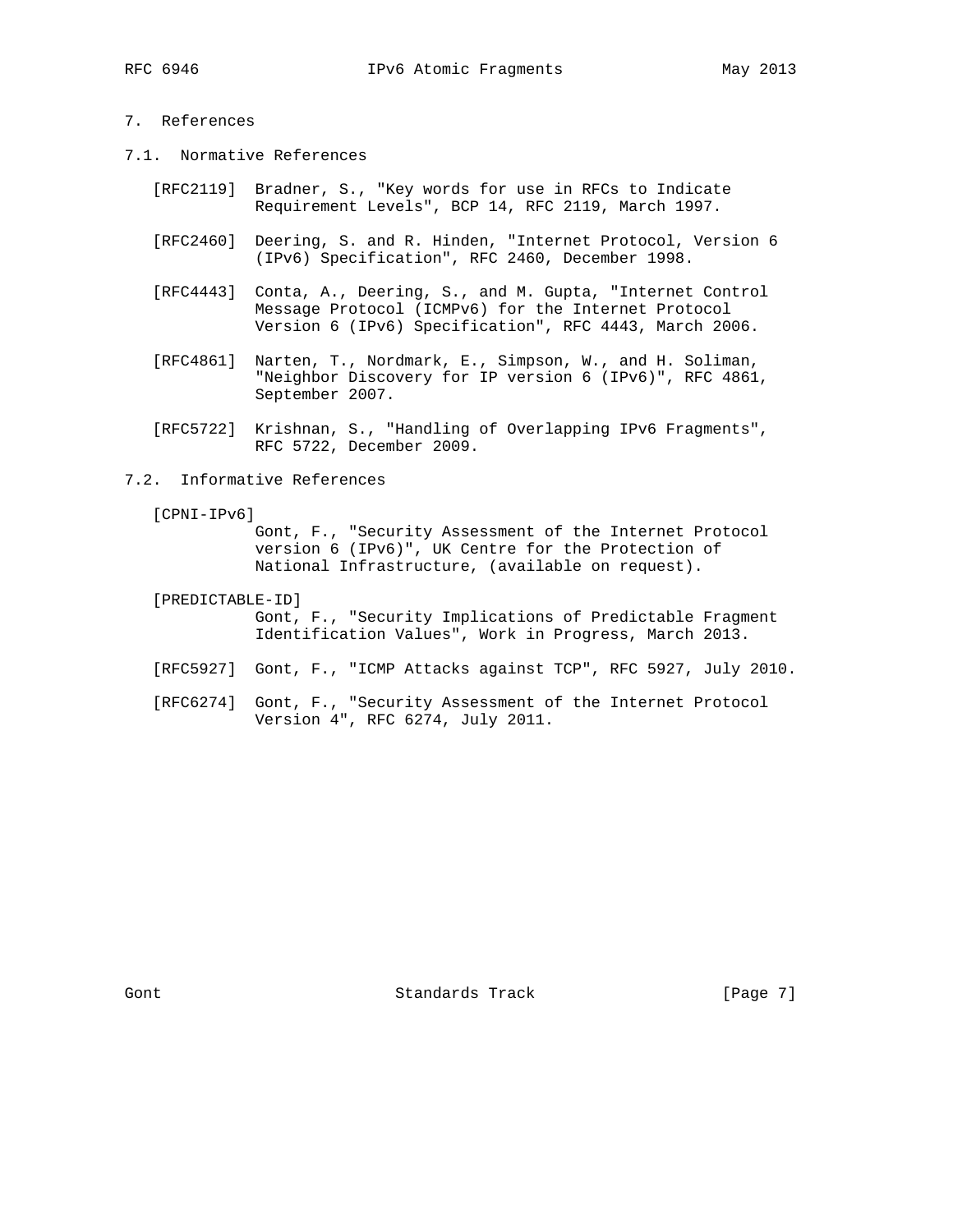## 7. References

### 7.1. Normative References

[RFC2119] Bradner, S., "Key words for use in RFCs to Indicate Requirement Levels", BCP 14, RFC 2119, March 1997.

[RFC2460] Deering, S. and R. Hinden, "Internet Protocol, Version 6 (IPv6) Specification", RFC 2460, December 1998.

[RFC4443] Conta, A., Deering, S., and M. Gupta, "Internet Control Message Protocol (ICMPv6) for the Internet Protocol Version 6 (IPv6) Specification", RFC 4443, March 2006.

[RFC4861] Narten, T., Nordmark, E., Simpson, W., and H. Soliman, "Neighbor Discovery for IP version 6 (IPv6)", RFC 4861, September 2007.

[RFC5722] Krishnan, S., "Handling of Overlapping IPv6 Fragments", RFC 5722, December 2009.

### 7.2. Informative References

[CPNI-IPv6] Gont, F., "Security Assessment of the Internet Protocol version 6 (IPv6)", UK Centre for the Protection of National Infrastructure, (available on request).

[PREDICTABLE-ID] Gont, F., "Security Implications of Predictable Fragment Identification Values", Work in Progress, March 2013.

[RFC5927] Gont, F., "ICMP Attacks against TCP", RFC 5927, July 2010.

[RFC6274] Gont, F., "Security Assessment of the Internet Protocol Version 4", RFC 6274, July 2011.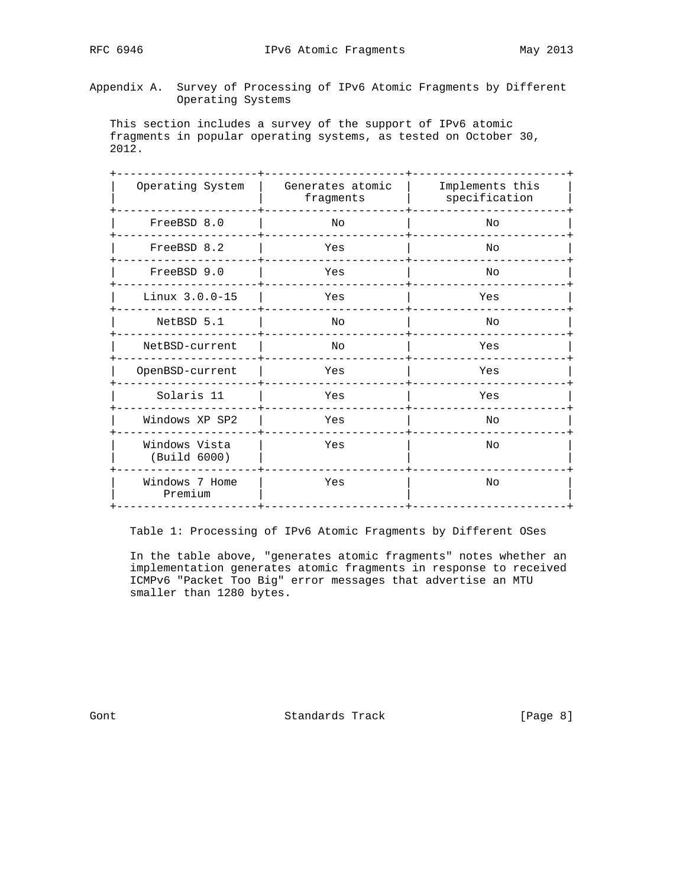## Appendix A. Survey of Processing of IPv6 Atomic Fragments by Different Operating Systems

This section includes a survey of the support of IPv6 atomic fragments in popular operating systems, as tested on October 30, 2012.

| Operating System | Generates atomic fragments | Implements this specification |
|---|---|---|
| FreeBSD 8.0 | No | No |
| FreeBSD 8.2 | Yes | No |
| FreeBSD 9.0 | Yes | No |
| Linux 3.0.0-15 | Yes | Yes |
| NetBSD 5.1 | No | No |
| NetBSD-current | No | Yes |
| OpenBSD-current | Yes | Yes |
| Solaris 11 | Yes | Yes |
| Windows XP SP2 | Yes | No |
| Windows Vista (Build 6000) | Yes | No |
| Windows 7 Home Premium | Yes | No |

Table 1: Processing of IPv6 Atomic Fragments by Different OSes

In the table above, "generates atomic fragments" notes whether an implementation generates atomic fragments in response to received ICMPv6 "Packet Too Big" error messages that advertise an MTU smaller than 1280 bytes.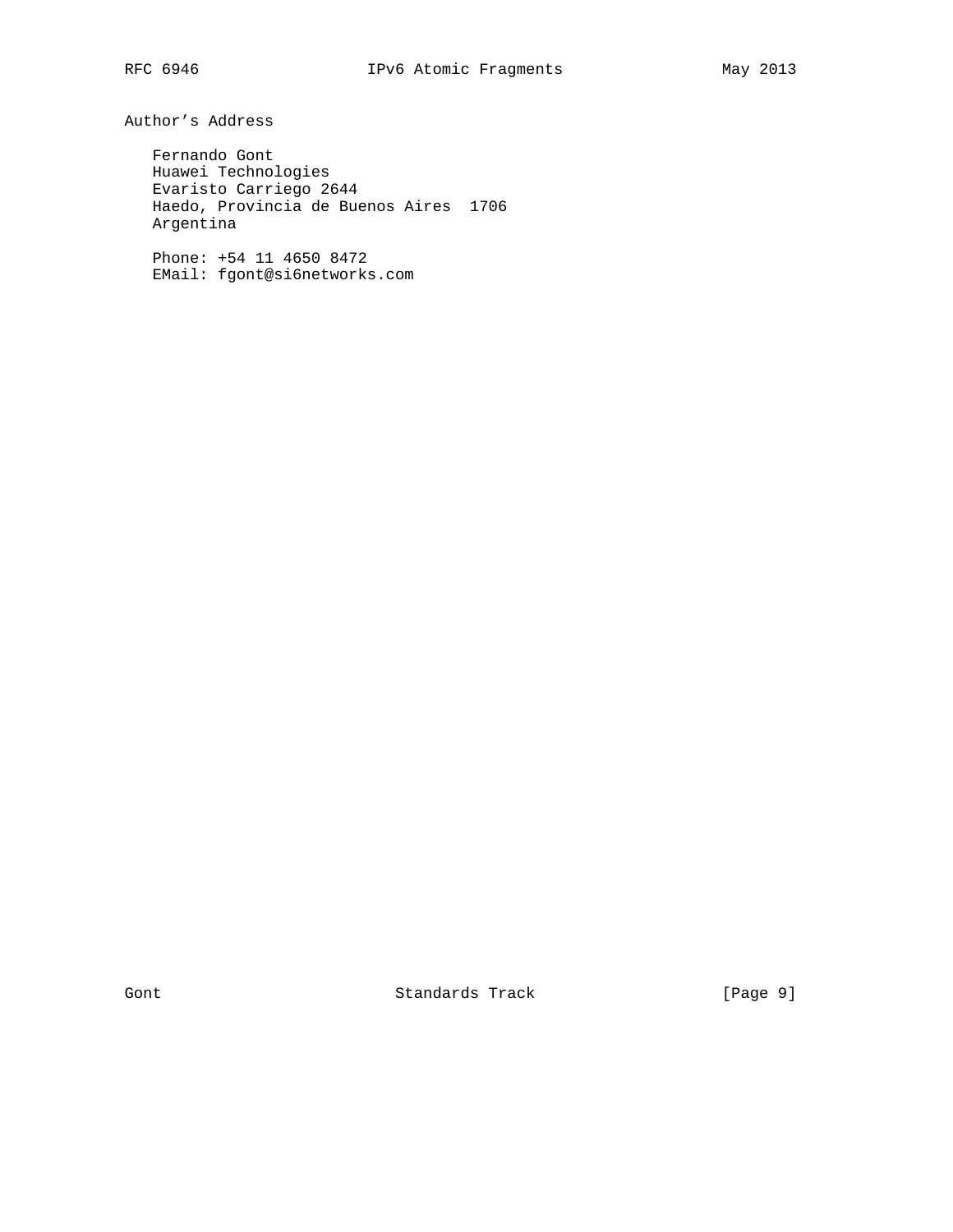## Author's Address

Fernando Gont
Huawei Technologies
Evaristo Carriego 2644
Haedo, Provincia de Buenos Aires  1706
Argentina

Phone: +54 11 4650 8472
EMail: fgont@si6networks.com